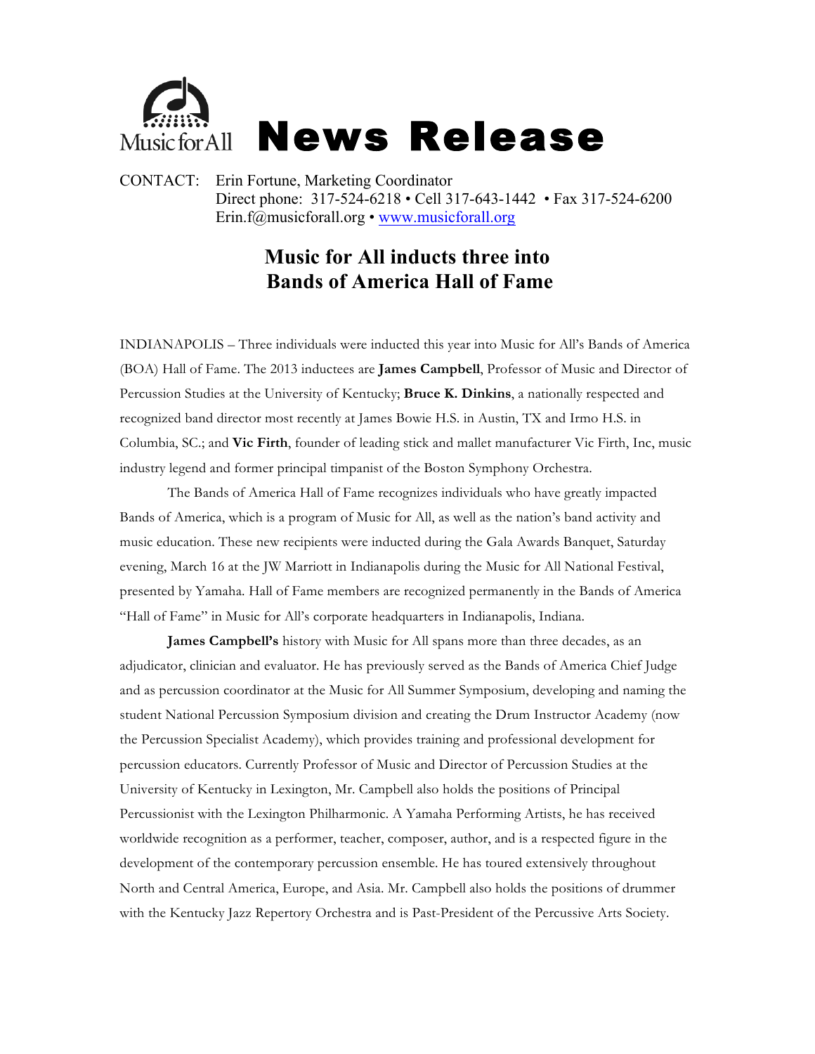Music for All **News Release**

CONTACT: Erin Fortune, Marketing Coordinator
Direct phone: 317-524-6218 • Cell 317-643-1442 • Fax 317-524-6200
Erin.f@musicforall.org • www.musicforall.org

# Music for All inducts three into Bands of America Hall of Fame

INDIANAPOLIS – Three individuals were inducted this year into Music for All's Bands of America (BOA) Hall of Fame. The 2013 inductees are **James Campbell**, Professor of Music and Director of Percussion Studies at the University of Kentucky; **Bruce K. Dinkins**, a nationally respected and recognized band director most recently at James Bowie H.S. in Austin, TX and Irmo H.S. in Columbia, SC.; and **Vic Firth**, founder of leading stick and mallet manufacturer Vic Firth, Inc, music industry legend and former principal timpanist of the Boston Symphony Orchestra.

The Bands of America Hall of Fame recognizes individuals who have greatly impacted Bands of America, which is a program of Music for All, as well as the nation's band activity and music education. These new recipients were inducted during the Gala Awards Banquet, Saturday evening, March 16 at the JW Marriott in Indianapolis during the Music for All National Festival, presented by Yamaha. Hall of Fame members are recognized permanently in the Bands of America "Hall of Fame" in Music for All's corporate headquarters in Indianapolis, Indiana.

**James Campbell's** history with Music for All spans more than three decades, as an adjudicator, clinician and evaluator. He has previously served as the Bands of America Chief Judge and as percussion coordinator at the Music for All Summer Symposium, developing and naming the student National Percussion Symposium division and creating the Drum Instructor Academy (now the Percussion Specialist Academy), which provides training and professional development for percussion educators. Currently Professor of Music and Director of Percussion Studies at the University of Kentucky in Lexington, Mr. Campbell also holds the positions of Principal Percussionist with the Lexington Philharmonic. A Yamaha Performing Artists, he has received worldwide recognition as a performer, teacher, composer, author, and is a respected figure in the development of the contemporary percussion ensemble. He has toured extensively throughout North and Central America, Europe, and Asia. Mr. Campbell also holds the positions of drummer with the Kentucky Jazz Repertory Orchestra and is Past-President of the Percussive Arts Society.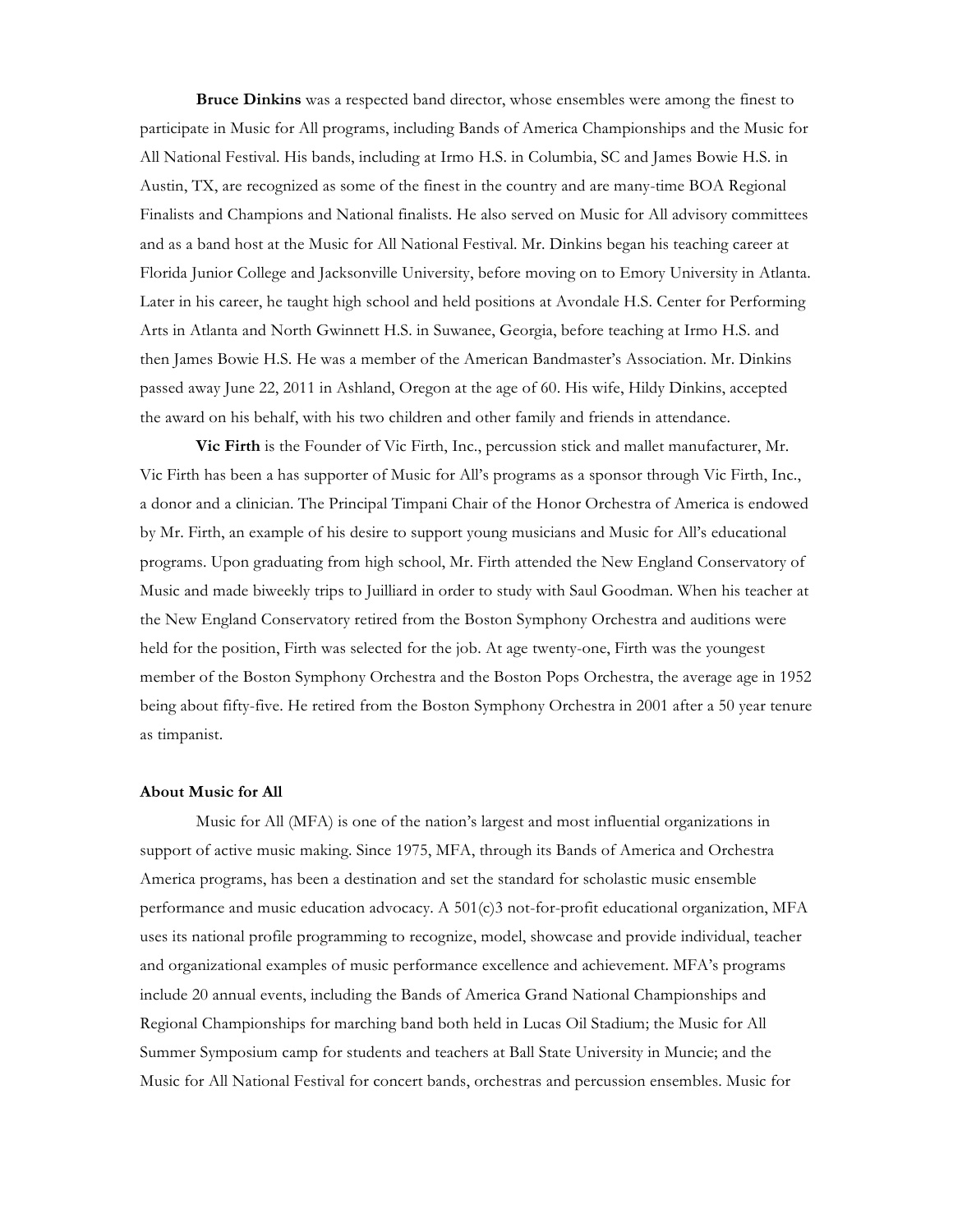**Bruce Dinkins** was a respected band director, whose ensembles were among the finest to participate in Music for All programs, including Bands of America Championships and the Music for All National Festival. His bands, including at Irmo H.S. in Columbia, SC and James Bowie H.S. in Austin, TX, are recognized as some of the finest in the country and are many-time BOA Regional Finalists and Champions and National finalists. He also served on Music for All advisory committees and as a band host at the Music for All National Festival. Mr. Dinkins began his teaching career at Florida Junior College and Jacksonville University, before moving on to Emory University in Atlanta. Later in his career, he taught high school and held positions at Avondale H.S. Center for Performing Arts in Atlanta and North Gwinnett H.S. in Suwanee, Georgia, before teaching at Irmo H.S. and then James Bowie H.S. He was a member of the American Bandmaster's Association. Mr. Dinkins passed away June 22, 2011 in Ashland, Oregon at the age of 60. His wife, Hildy Dinkins, accepted the award on his behalf, with his two children and other family and friends in attendance.

**Vic Firth** is the Founder of Vic Firth, Inc., percussion stick and mallet manufacturer, Mr. Vic Firth has been a has supporter of Music for All's programs as a sponsor through Vic Firth, Inc., a donor and a clinician. The Principal Timpani Chair of the Honor Orchestra of America is endowed by Mr. Firth, an example of his desire to support young musicians and Music for All's educational programs. Upon graduating from high school, Mr. Firth attended the New England Conservatory of Music and made biweekly trips to Juilliard in order to study with Saul Goodman. When his teacher at the New England Conservatory retired from the Boston Symphony Orchestra and auditions were held for the position, Firth was selected for the job. At age twenty-one, Firth was the youngest member of the Boston Symphony Orchestra and the Boston Pops Orchestra, the average age in 1952 being about fifty-five. He retired from the Boston Symphony Orchestra in 2001 after a 50 year tenure as timpanist.

**About Music for All**

Music for All (MFA) is one of the nation's largest and most influential organizations in support of active music making. Since 1975, MFA, through its Bands of America and Orchestra America programs, has been a destination and set the standard for scholastic music ensemble performance and music education advocacy. A 501(c)3 not-for-profit educational organization, MFA uses its national profile programming to recognize, model, showcase and provide individual, teacher and organizational examples of music performance excellence and achievement. MFA's programs include 20 annual events, including the Bands of America Grand National Championships and Regional Championships for marching band both held in Lucas Oil Stadium; the Music for All Summer Symposium camp for students and teachers at Ball State University in Muncie; and the Music for All National Festival for concert bands, orchestras and percussion ensembles. Music for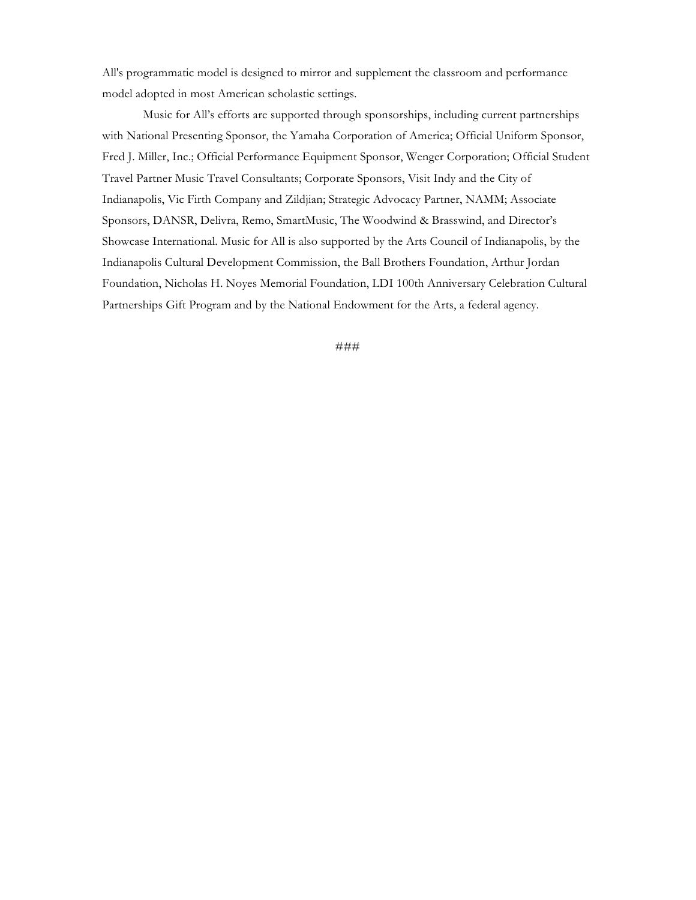All's programmatic model is designed to mirror and supplement the classroom and performance model adopted in most American scholastic settings.

Music for All's efforts are supported through sponsorships, including current partnerships with National Presenting Sponsor, the Yamaha Corporation of America; Official Uniform Sponsor, Fred J. Miller, Inc.; Official Performance Equipment Sponsor, Wenger Corporation; Official Student Travel Partner Music Travel Consultants; Corporate Sponsors, Visit Indy and the City of Indianapolis, Vic Firth Company and Zildjian; Strategic Advocacy Partner, NAMM; Associate Sponsors, DANSR, Delivra, Remo, SmartMusic, The Woodwind & Brasswind, and Director's Showcase International. Music for All is also supported by the Arts Council of Indianapolis, by the Indianapolis Cultural Development Commission, the Ball Brothers Foundation, Arthur Jordan Foundation, Nicholas H. Noyes Memorial Foundation, LDI 100th Anniversary Celebration Cultural Partnerships Gift Program and by the National Endowment for the Arts, a federal agency.

###